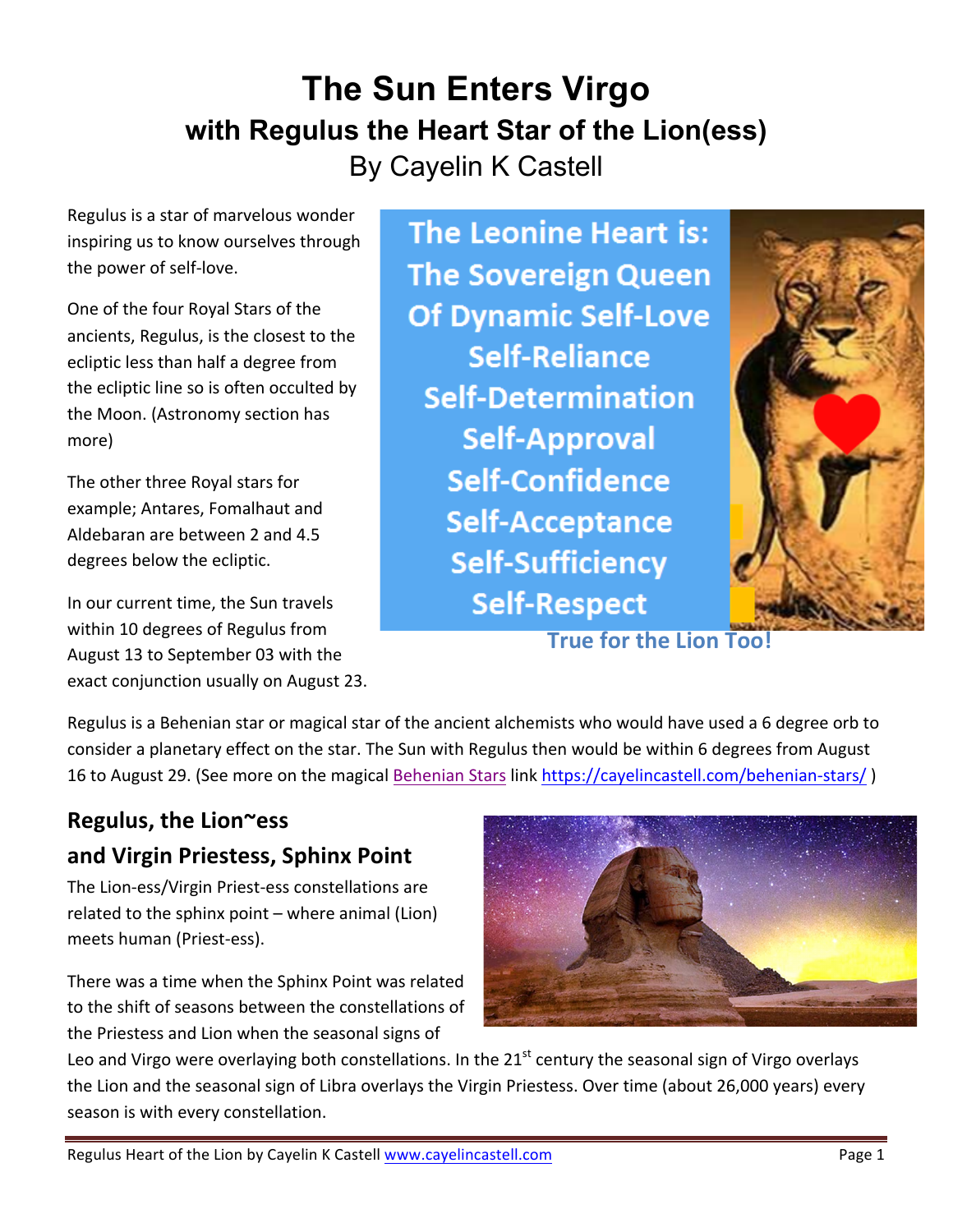# The Sun Enters Virgo
## with Regulus the Heart Star of the Lion(ess)
By Cayelin K Castell

Regulus is a star of marvelous wonder inspiring us to know ourselves through the power of self-love.

One of the four Royal Stars of the ancients, Regulus, is the closest to the ecliptic less than half a degree from the ecliptic line so is often occulted by the Moon. (Astronomy section has more)

The other three Royal stars for example; Antares, Fomalhaut and Aldebaran are between 2 and 4.5 degrees below the ecliptic.

In our current time, the Sun travels within 10 degrees of Regulus from August 13 to September 03 with the exact conjunction usually on August 23.

The Leonine Heart is:
The Sovereign Queen
Of Dynamic Self-Love
Self-Reliance
Self-Determination
Self-Approval
Self-Confidence
Self-Acceptance
Self-Sufficiency
Self-Respect

True for the Lion Too!

Regulus is a Behenian star or magical star of the ancient alchemists who would have used a 6 degree orb to consider a planetary effect on the star. The Sun with Regulus then would be within 6 degrees from August 16 to August 29. (See more on the magical Behenian Stars link https://cayelincastell.com/behenian-stars/ )

### Regulus, the Lion~ess and Virgin Priestess, Sphinx Point

The Lion-ess/Virgin Priest-ess constellations are related to the sphinx point – where animal (Lion) meets human (Priest-ess).

There was a time when the Sphinx Point was related to the shift of seasons between the constellations of the Priestess and Lion when the seasonal signs of Leo and Virgo were overlaying both constellations. In the 21st century the seasonal sign of Virgo overlays the Lion and the seasonal sign of Libra overlays the Virgin Priestess. Over time (about 26,000 years) every season is with every constellation.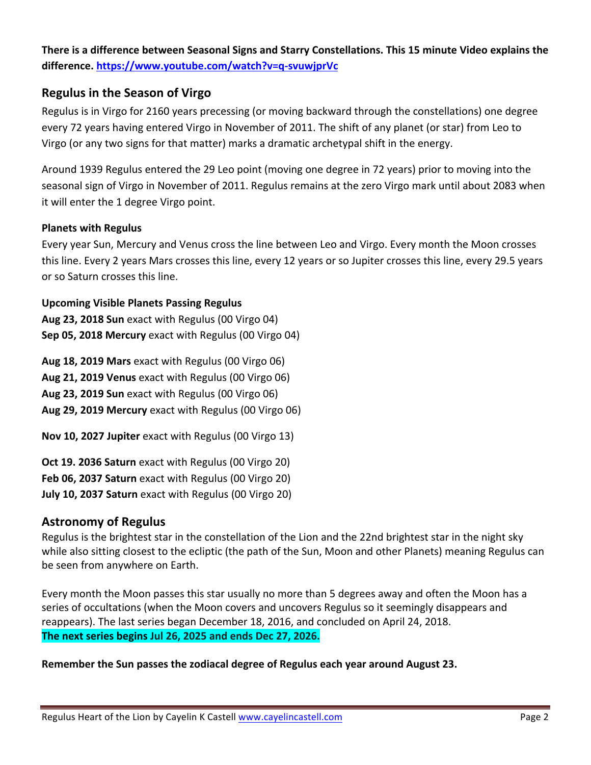**There is a difference between Seasonal Signs and Starry Constellations. This 15 minute Video explains the difference. [https://www.youtube.com/watch?v=q-svuwjprVc](https://www.youtube.com/watch?v=q-svuwjprVc)**

## Regulus in the Season of Virgo

Regulus is in Virgo for 2160 years precessing (or moving backward through the constellations) one degree every 72 years having entered Virgo in November of 2011. The shift of any planet (or star) from Leo to Virgo (or any two signs for that matter) marks a dramatic archetypal shift in the energy.

Around 1939 Regulus entered the 29 Leo point (moving one degree in 72 years) prior to moving into the seasonal sign of Virgo in November of 2011. Regulus remains at the zero Virgo mark until about 2083 when it will enter the 1 degree Virgo point.

### Planets with Regulus

Every year Sun, Mercury and Venus cross the line between Leo and Virgo. Every month the Moon crosses this line. Every 2 years Mars crosses this line, every 12 years or so Jupiter crosses this line, every 29.5 years or so Saturn crosses this line.

**Upcoming Visible Planets Passing Regulus**

**Aug 23, 2018 Sun** exact with Regulus (00 Virgo 04)
**Sep 05, 2018 Mercury** exact with Regulus (00 Virgo 04)

**Aug 18, 2019 Mars** exact with Regulus (00 Virgo 06)
**Aug 21, 2019 Venus** exact with Regulus (00 Virgo 06)
**Aug 23, 2019 Sun** exact with Regulus (00 Virgo 06)
**Aug 29, 2019 Mercury** exact with Regulus (00 Virgo 06)

**Nov 10, 2027 Jupiter** exact with Regulus (00 Virgo 13)

**Oct 19. 2036 Saturn** exact with Regulus (00 Virgo 20)
**Feb 06, 2037 Saturn** exact with Regulus (00 Virgo 20)
**July 10, 2037 Saturn** exact with Regulus (00 Virgo 20)

## Astronomy of Regulus

Regulus is the brightest star in the constellation of the Lion and the 22nd brightest star in the night sky while also sitting closest to the ecliptic (the path of the Sun, Moon and other Planets) meaning Regulus can be seen from anywhere on Earth.

Every month the Moon passes this star usually no more than 5 degrees away and often the Moon has a series of occultations (when the Moon covers and uncovers Regulus so it seemingly disappears and reappears). The last series began December 18, 2016, and concluded on April 24, 2018.
**The next series begins Jul 26, 2025 and ends Dec 27, 2026.**

**Remember the Sun passes the zodiacal degree of Regulus each year around August 23.**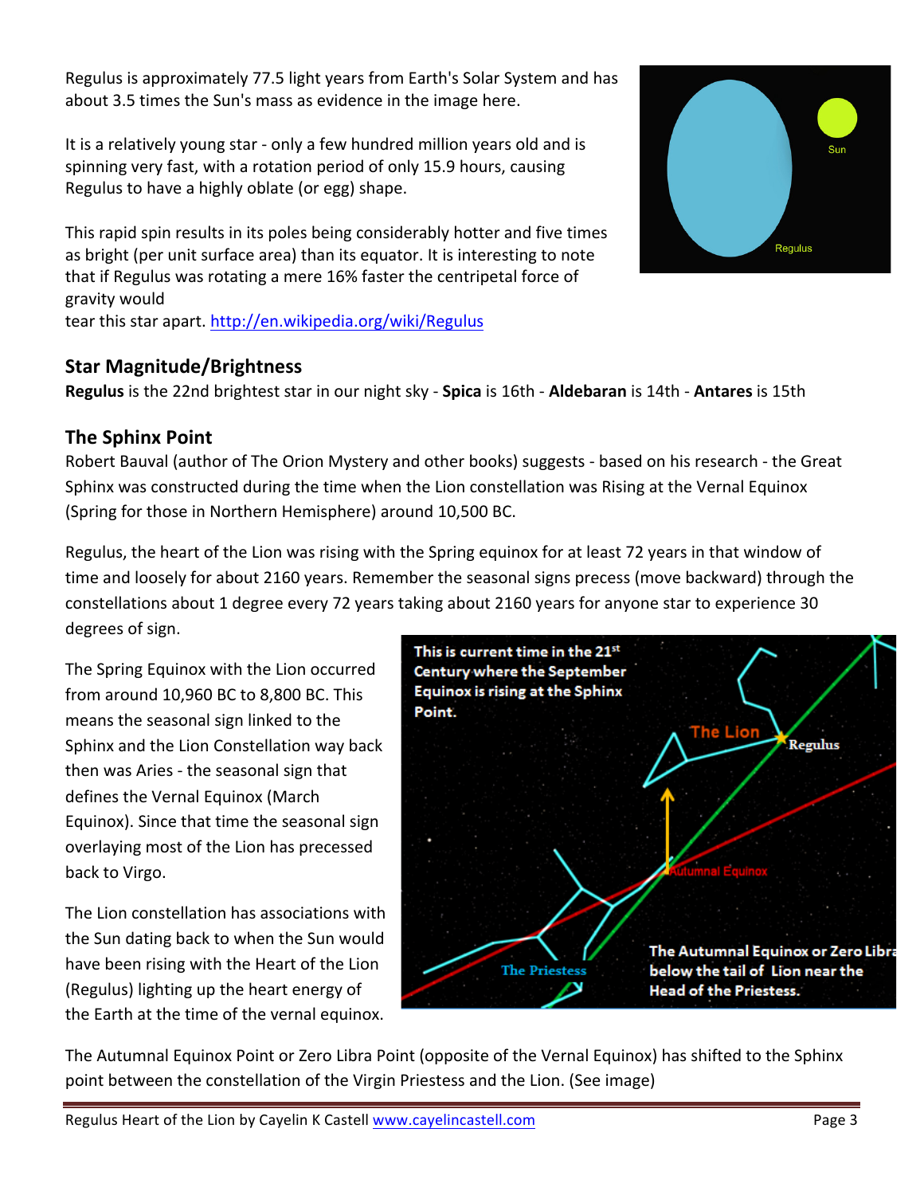Regulus is approximately 77.5 light years from Earth's Solar System and has about 3.5 times the Sun's mass as evidence in the image here.

It is a relatively young star - only a few hundred million years old and is spinning very fast, with a rotation period of only 15.9 hours, causing Regulus to have a highly oblate (or egg) shape.

This rapid spin results in its poles being considerably hotter and five times as bright (per unit surface area) than its equator. It is interesting to note that if Regulus was rotating a mere 16% faster the centripetal force of gravity would
tear this star apart. http://en.wikipedia.org/wiki/Regulus

## Star Magnitude/Brightness

**Regulus** is the 22nd brightest star in our night sky - **Spica** is 16th - **Aldebaran** is 14th - **Antares** is 15th

## The Sphinx Point

Robert Bauval (author of The Orion Mystery and other books) suggests - based on his research - the Great Sphinx was constructed during the time when the Lion constellation was Rising at the Vernal Equinox (Spring for those in Northern Hemisphere) around 10,500 BC.

Regulus, the heart of the Lion was rising with the Spring equinox for at least 72 years in that window of time and loosely for about 2160 years. Remember the seasonal signs precess (move backward) through the constellations about 1 degree every 72 years taking about 2160 years for anyone star to experience 30 degrees of sign.

The Spring Equinox with the Lion occurred from around 10,960 BC to 8,800 BC. This means the seasonal sign linked to the Sphinx and the Lion Constellation way back then was Aries - the seasonal sign that defines the Vernal Equinox (March Equinox). Since that time the seasonal sign overlaying most of the Lion has precessed back to Virgo.

The Lion constellation has associations with the Sun dating back to when the Sun would have been rising with the Heart of the Lion (Regulus) lighting up the heart energy of the Earth at the time of the vernal equinox.

The Autumnal Equinox Point or Zero Libra Point (opposite of the Vernal Equinox) has shifted to the Sphinx point between the constellation of the Virgin Priestess and the Lion. (See image)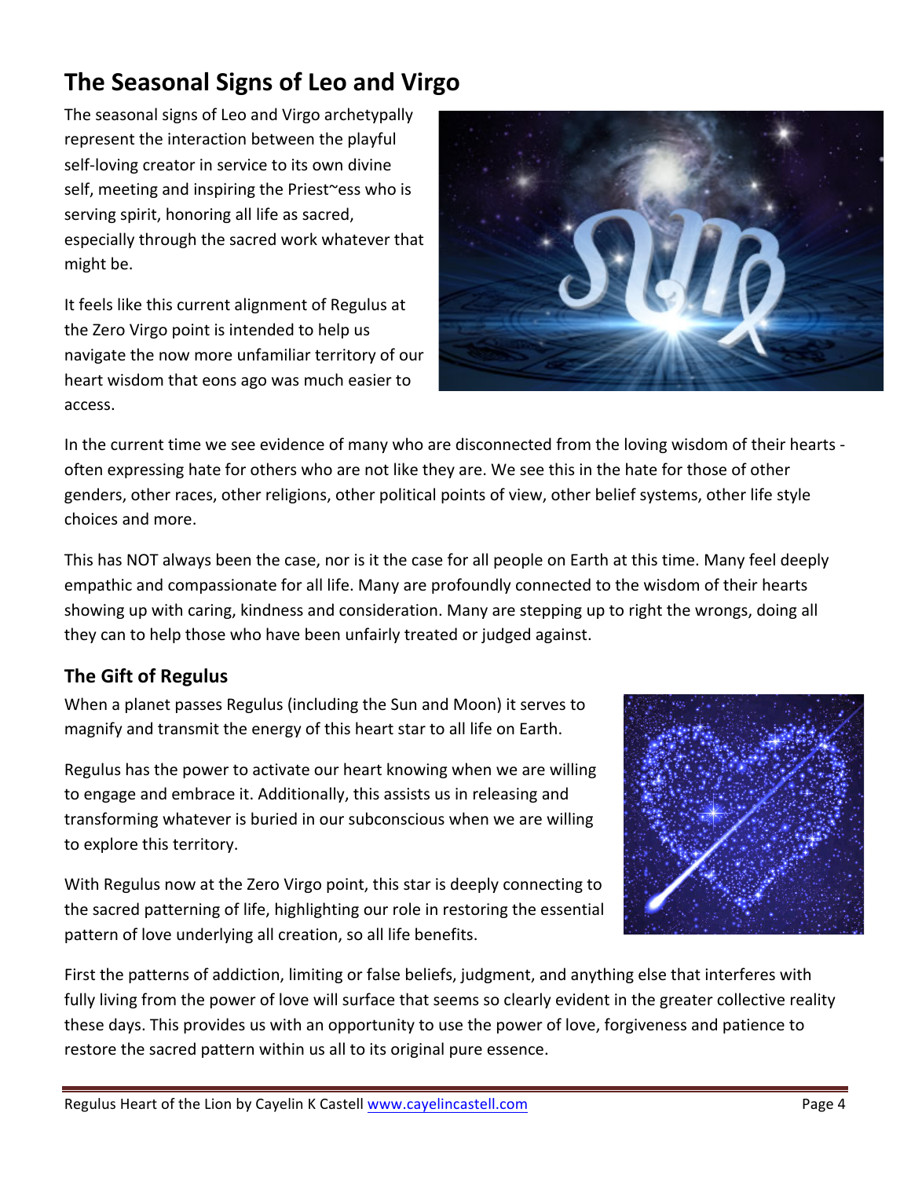## The Seasonal Signs of Leo and Virgo

The seasonal signs of Leo and Virgo archetypally represent the interaction between the playful self-loving creator in service to its own divine self, meeting and inspiring the Priest~ess who is serving spirit, honoring all life as sacred, especially through the sacred work whatever that might be.

It feels like this current alignment of Regulus at the Zero Virgo point is intended to help us navigate the now more unfamiliar territory of our heart wisdom that eons ago was much easier to access.

In the current time we see evidence of many who are disconnected from the loving wisdom of their hearts - often expressing hate for others who are not like they are. We see this in the hate for those of other genders, other races, other religions, other political points of view, other belief systems, other life style choices and more.

This has NOT always been the case, nor is it the case for all people on Earth at this time. Many feel deeply empathic and compassionate for all life. Many are profoundly connected to the wisdom of their hearts showing up with caring, kindness and consideration. Many are stepping up to right the wrongs, doing all they can to help those who have been unfairly treated or judged against.

### The Gift of Regulus

When a planet passes Regulus (including the Sun and Moon) it serves to magnify and transmit the energy of this heart star to all life on Earth.

Regulus has the power to activate our heart knowing when we are willing to engage and embrace it. Additionally, this assists us in releasing and transforming whatever is buried in our subconscious when we are willing to explore this territory.

With Regulus now at the Zero Virgo point, this star is deeply connecting to the sacred patterning of life, highlighting our role in restoring the essential pattern of love underlying all creation, so all life benefits.

First the patterns of addiction, limiting or false beliefs, judgment, and anything else that interferes with fully living from the power of love will surface that seems so clearly evident in the greater collective reality these days. This provides us with an opportunity to use the power of love, forgiveness and patience to restore the sacred pattern within us all to its original pure essence.